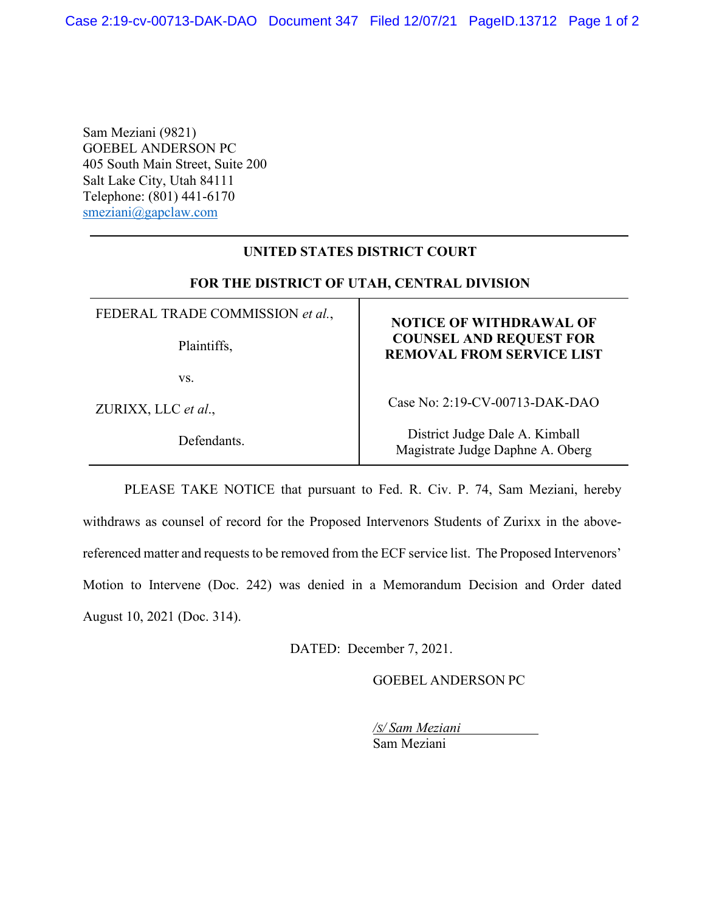Sam Meziani (9821)
GOEBEL ANDERSON PC
405 South Main Street, Suite 200
Salt Lake City, Utah 84111
Telephone: (801) 441-6170
smeziani@gapclaw.com

**UNITED STATES DISTRICT COURT**

**FOR THE DISTRICT OF UTAH, CENTRAL DIVISION**

| | |
|---|---|
| FEDERAL TRADE COMMISSION *et al.*,<br><br>Plaintiffs,<br><br>vs.<br><br>ZURIXX, LLC *et al*.,<br><br>Defendants. | **NOTICE OF WITHDRAWAL OF COUNSEL AND REQUEST FOR REMOVAL FROM SERVICE LIST**<br><br>Case No: 2:19-CV-00713-DAK-DAO<br><br>District Judge Dale A. Kimball<br>Magistrate Judge Daphne A. Oberg |

PLEASE TAKE NOTICE that pursuant to Fed. R. Civ. P. 74, Sam Meziani, hereby withdraws as counsel of record for the Proposed Intervenors Students of Zurixx in the above-referenced matter and requests to be removed from the ECF service list. The Proposed Intervenors' Motion to Intervene (Doc. 242) was denied in a Memorandum Decision and Order dated August 10, 2021 (Doc. 314).

DATED: December 7, 2021.

GOEBEL ANDERSON PC

*/s/ Sam Meziani*
Sam Meziani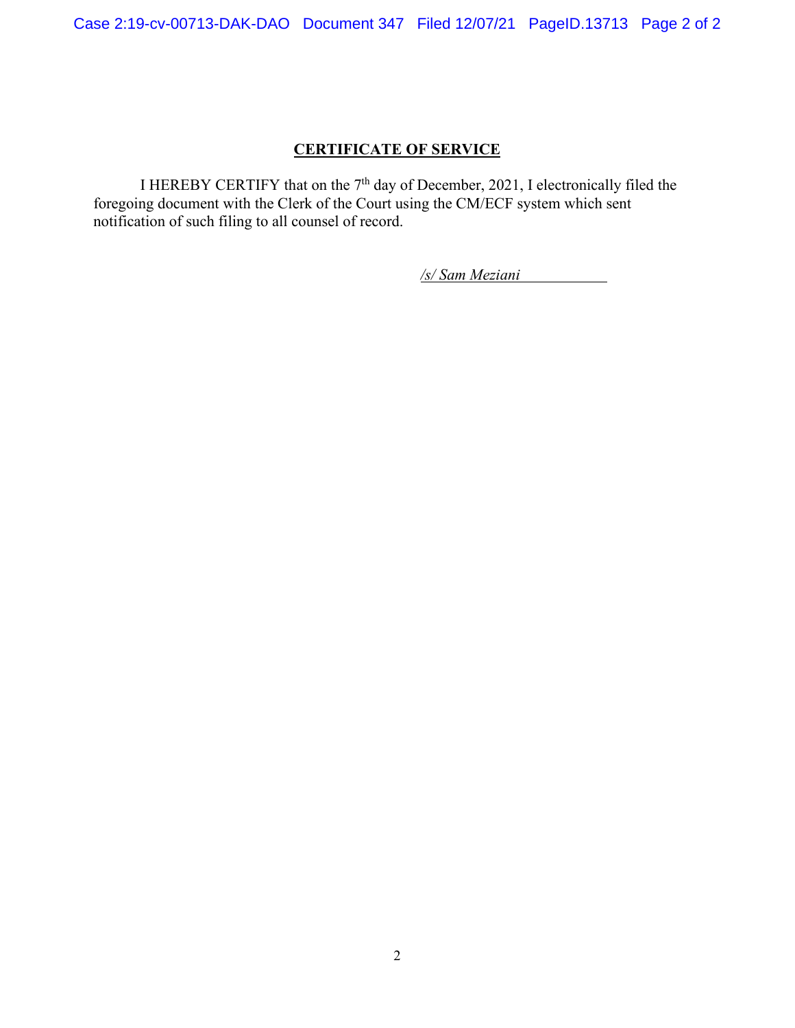## CERTIFICATE OF SERVICE

I HEREBY CERTIFY that on the 7th day of December, 2021, I electronically filed the foregoing document with the Clerk of the Court using the CM/ECF system which sent notification of such filing to all counsel of record.

*/s/ Sam Meziani*